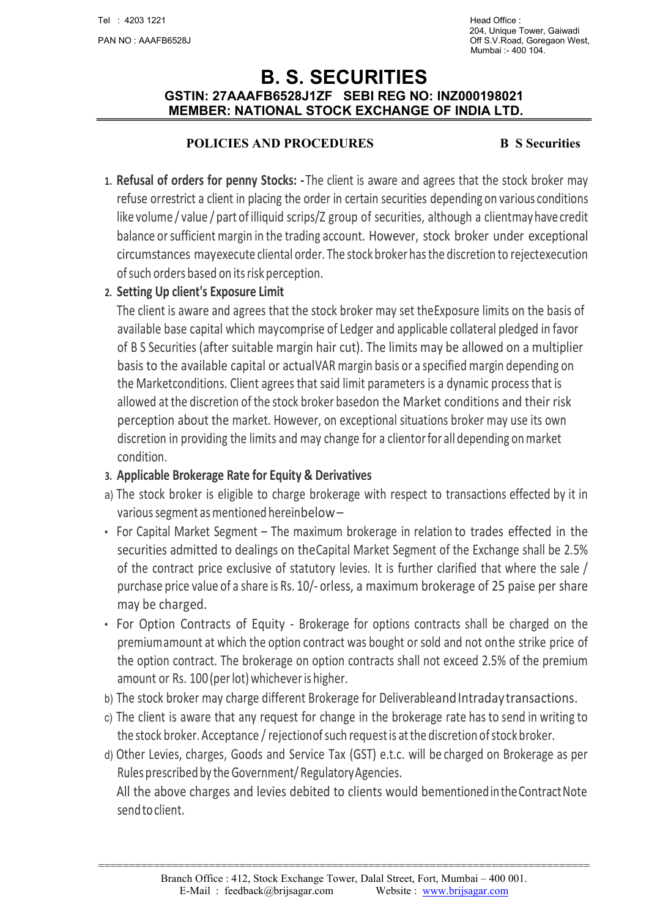Tel : 4203 1221

PAN NO : AAAFB6528J

Head Office :
204, Unique Tower, Gaiwadi
Off S.V.Road, Goregaon West,
Mumbai :- 400 104.

# B. S. SECURITIES

**GSTIN: 27AAAFB6528J1ZF SEBI REG NO: INZ000198021**
**MEMBER: NATIONAL STOCK EXCHANGE OF INDIA LTD.**

**POLICIES AND PROCEDURES** **B S Securities**

1. **Refusal of orders for penny Stocks: -** The client is aware and agrees that the stock broker may refuse orrestrict a client in placing the order in certain securities depending on various conditions like volume / value / part of illiquid scrips/Z group of securities, although a clientmay have credit balance or sufficient margin in the trading account. However, stock broker under exceptional circumstances mayexecute cliental order. The stock broker has the discretion to rejectexecution of such orders based on its risk perception.

2. **Setting Up client's Exposure Limit**
   The client is aware and agrees that the stock broker may set theExposure limits on the basis of available base capital which maycomprise of Ledger and applicable collateral pledged in favor of B S Securities (after suitable margin hair cut). The limits may be allowed on a multiplier basis to the available capital or actualVAR margin basis or a specified margin depending on the Marketconditions. Client agrees that said limit parameters is a dynamic process that is allowed at the discretion of the stock broker basedon the Market conditions and their risk perception about the market. However, on exceptional situations broker may use its own discretion in providing the limits and may change for a clientor for all depending on market condition.

3. **Applicable Brokerage Rate for Equity & Derivatives**

a) The stock broker is eligible to charge brokerage with respect to transactions effected by it in various segment as mentioned hereinbelow –

- For Capital Market Segment – The maximum brokerage in relation to trades effected in the securities admitted to dealings on theCapital Market Segment of the Exchange shall be 2.5% of the contract price exclusive of statutory levies. It is further clarified that where the sale / purchase price value of a share is Rs. 10/- orless, a maximum brokerage of 25 paise per share may be charged.
- For Option Contracts of Equity - Brokerage for options contracts shall be charged on the premiumamount at which the option contract was bought or sold and not onthe strike price of the option contract. The brokerage on option contracts shall not exceed 2.5% of the premium amount or Rs. 100 (per lot) whichever is higher.

b) The stock broker may charge different Brokerage for Deliverableand Intraday transactions.

c) The client is aware that any request for change in the brokerage rate has to send in writing to the stock broker. Acceptance / rejectionof such request is at the discretion of stock broker.

d) Other Levies, charges, Goods and Service Tax (GST) e.t.c. will be charged on Brokerage as per Rules prescribed by the Government/ Regulatory Agencies.
   All the above charges and levies debited to clients would bementioned in the Contract Note send to client.

Branch Office : 412, Stock Exchange Tower, Dalal Street, Fort, Mumbai – 400 001.
E-Mail : feedback@brijsagar.com Website : www.brijsagar.com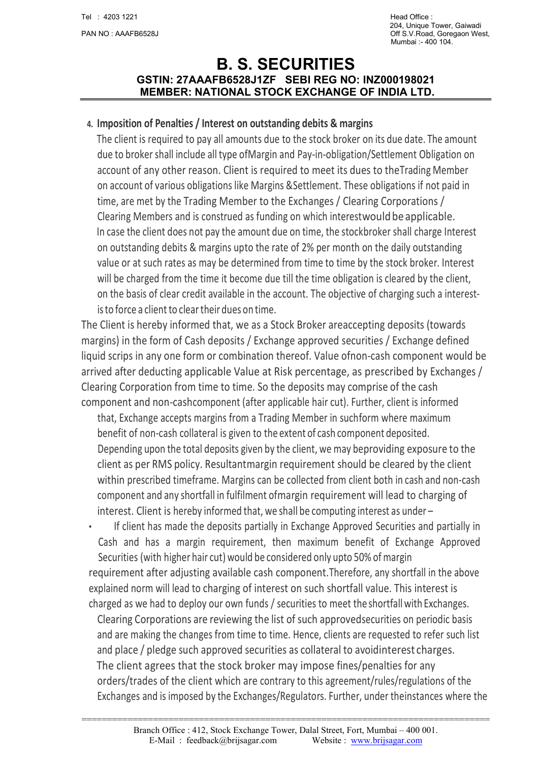4. **Imposition of Penalties / Interest on outstanding debits & margins**

The client is required to pay all amounts due to the stock broker on its due date. The amount due to broker shall include all type ofMargin and Pay-in-obligation/Settlement Obligation on account of any other reason. Client is required to meet its dues to theTrading Member on account of various obligations like Margins &Settlement. These obligations if not paid in time, are met by the Trading Member to the Exchanges / Clearing Corporations / Clearing Members and is construed as funding on which interestwould be applicable. In case the client does not pay the amount due on time, the stockbroker shall charge Interest on outstanding debits & margins upto the rate of 2% per month on the daily outstanding value or at such rates as may be determined from time to time by the stock broker. Interest will be charged from the time it become due till the time obligation is cleared by the client, on the basis of clear credit available in the account. The objective of charging such a interest- is to force a client to clear their dues on time.

The Client is hereby informed that, we as a Stock Broker areaccepting deposits (towards margins) in the form of Cash deposits / Exchange approved securities / Exchange defined liquid scrips in any one form or combination thereof. Value ofnon-cash component would be arrived after deducting applicable Value at Risk percentage, as prescribed by Exchanges / Clearing Corporation from time to time. So the deposits may comprise of the cash component and non-cashcomponent (after applicable hair cut). Further, client is informed that, Exchange accepts margins from a Trading Member in suchform where maximum benefit of non-cash collateral is given to the extent of cash component deposited. Depending upon the total deposits given by the client, we may beproviding exposure to the client as per RMS policy. Resultantmargin requirement should be cleared by the client within prescribed timeframe. Margins can be collected from client both in cash and non-cash component and any shortfall in fulfilment ofmargin requirement will lead to charging of interest. Client is hereby informed that, we shall be computing interest as under –

- If client has made the deposits partially in Exchange Approved Securities and partially in Cash and has a margin requirement, then maximum benefit of Exchange Approved Securities (with higher hair cut) would be considered only upto 50% of margin requirement after adjusting available cash component.Therefore, any shortfall in the above explained norm will lead to charging of interest on such shortfall value. This interest is charged as we had to deploy our own funds / securities to meet the shortfall with Exchanges.

Clearing Corporations are reviewing the list of such approvedsecurities on periodic basis and are making the changes from time to time. Hence, clients are requested to refer such list and place / pledge such approved securities as collateral to avoidinterest charges.

The client agrees that the stock broker may impose fines/penalties for any orders/trades of the client which are contrary to this agreement/rules/regulations of the Exchanges and is imposed by the Exchanges/Regulators. Further, under theinstances where the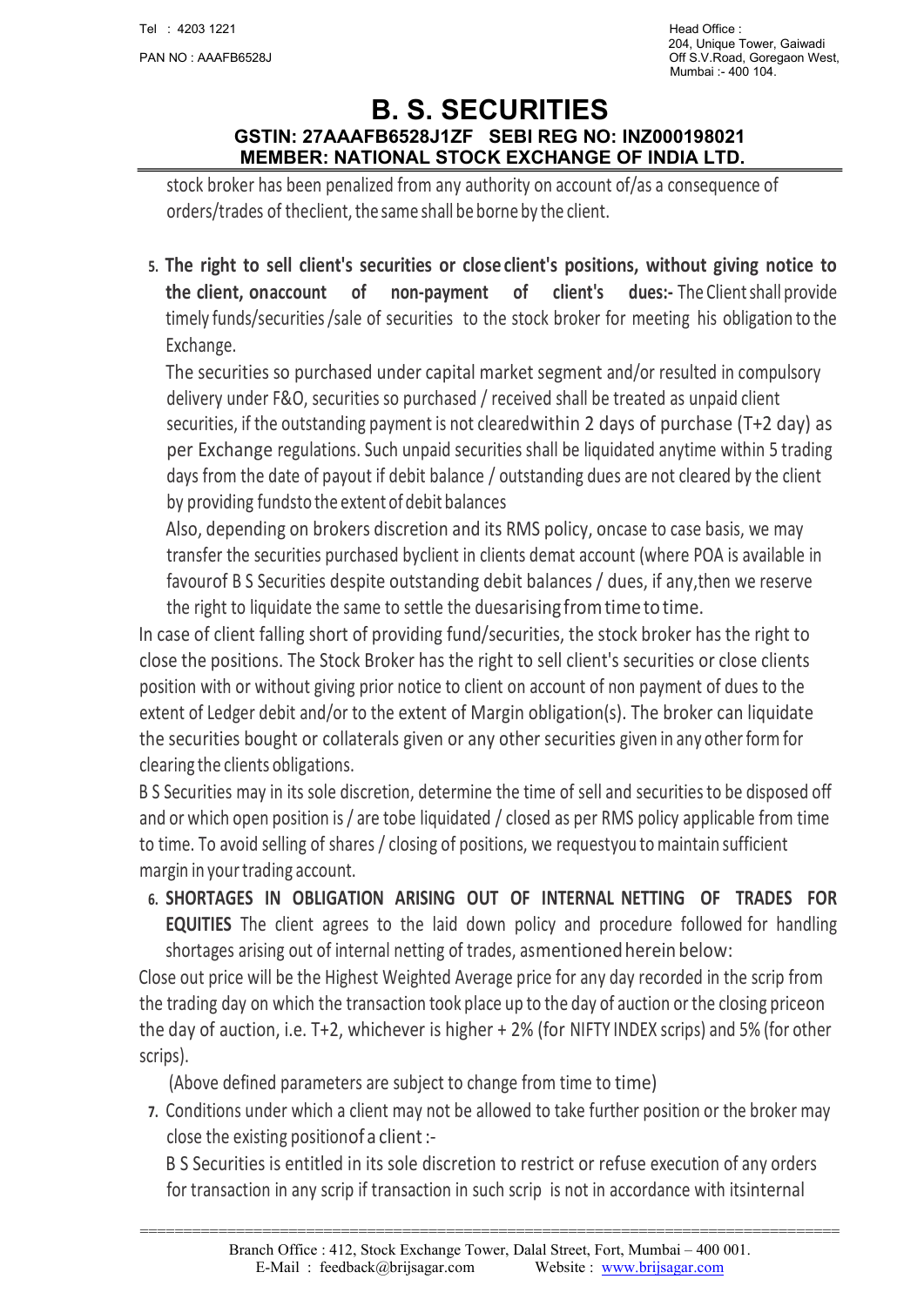stock broker has been penalized from any authority on account of/as a consequence of orders/trades of theclient, the same shall be borne by the client.

5. **The right to sell client's securities or close client's positions, without giving notice to the client, onaccount of non-payment of client's dues:-** The Client shall provide timely funds/securities /sale of securities to the stock broker for meeting his obligation to the Exchange.

   The securities so purchased under capital market segment and/or resulted in compulsory delivery under F&O, securities so purchased / received shall be treated as unpaid client securities, if the outstanding payment is not clearedwithin 2 days of purchase (T+2 day) as per Exchange regulations. Such unpaid securities shall be liquidated anytime within 5 trading days from the date of payout if debit balance / outstanding dues are not cleared by the client by providing fundsto the extent of debit balances

   Also, depending on brokers discretion and its RMS policy, oncase to case basis, we may transfer the securities purchased byclient in clients demat account (where POA is available in favourof B S Securities despite outstanding debit balances / dues, if any,then we reserve the right to liquidate the same to settle the duesarising from time to time.

In case of client falling short of providing fund/securities, the stock broker has the right to close the positions. The Stock Broker has the right to sell client's securities or close clients position with or without giving prior notice to client on account of non payment of dues to the extent of Ledger debit and/or to the extent of Margin obligation(s). The broker can liquidate the securities bought or collaterals given or any other securities given in any other form for clearing the clients obligations.

B S Securities may in its sole discretion, determine the time of sell and securities to be disposed off and or which open position is / are tobe liquidated / closed as per RMS policy applicable from time to time. To avoid selling of shares / closing of positions, we requestyou to maintain sufficient margin in your trading account.

6. **SHORTAGES IN OBLIGATION ARISING OUT OF INTERNAL NETTING OF TRADES FOR EQUITIES** The client agrees to the laid down policy and procedure followed for handling shortages arising out of internal netting of trades, asmentioned herein below:

Close out price will be the Highest Weighted Average price for any day recorded in the scrip from the trading day on which the transaction took place up to the day of auction or the closing priceon the day of auction, i.e. T+2, whichever is higher + 2% (for NIFTY INDEX scrips) and 5% (for other scrips).

(Above defined parameters are subject to change from time to time)

7. Conditions under which a client may not be allowed to take further position or the broker may close the existing positionof a client :-

   B S Securities is entitled in its sole discretion to restrict or refuse execution of any orders for transaction in any scrip if transaction in such scrip is not in accordance with itsinternal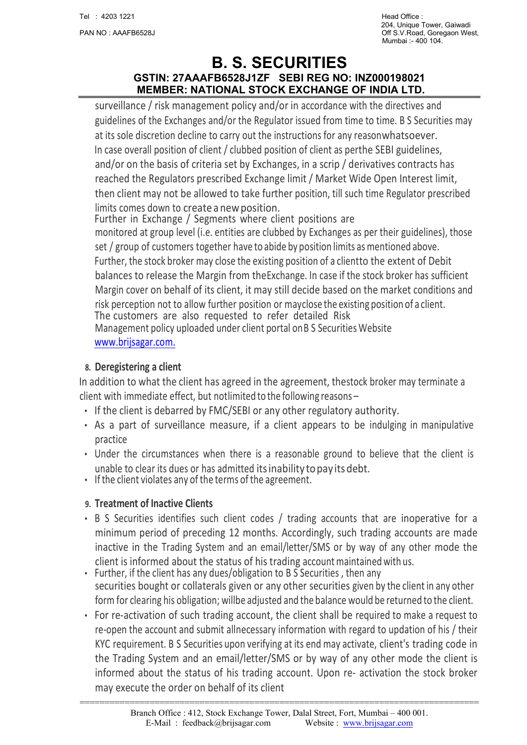surveillance / risk management policy and/or in accordance with the directives and guidelines of the Exchanges and/or the Regulator issued from time to time. B S Securities may at its sole discretion decline to carry out the instructions for any reasonwhatsoever.

In case overall position of client / clubbed position of client as perthe SEBI guidelines, and/or on the basis of criteria set by Exchanges, in a scrip / derivatives contracts has reached the Regulators prescribed Exchange limit / Market Wide Open Interest limit, then client may not be allowed to take further position, till such time Regulator prescribed limits comes down to create a new position.

Further in Exchange / Segments where client positions are monitored at group level (i.e. entities are clubbed by Exchanges as per their guidelines), those set / group of customers together have to abide by position limits as mentioned above.

Further, the stock broker may close the existing position of a clientto the extent of Debit balances to release the Margin from theExchange. In case if the stock broker has sufficient Margin cover on behalf of its client, it may still decide based on the market conditions and risk perception not to allow further position or mayclose the existing position of a client.

The customers are also requested to refer detailed Risk Management policy uploaded under client portal on B S Securities Website www.brijsagar.com.

## 8. Deregistering a client

In addition to what the client has agreed in the agreement, thestock broker may terminate a client with immediate effect, but notlimited to the following reasons –

- If the client is debarred by FMC/SEBI or any other regulatory authority.
- As a part of surveillance measure, if a client appears to be indulging in manipulative practice
- Under the circumstances when there is a reasonable ground to believe that the client is unable to clear its dues or has admitted its inability to pay its debt.
- If the client violates any of the terms of the agreement.

## 9. Treatment of Inactive Clients

- B S Securities identifies such client codes / trading accounts that are inoperative for a minimum period of preceding 12 months. Accordingly, such trading accounts are made inactive in the Trading System and an email/letter/SMS or by way of any other mode the client is informed about the status of his trading account maintained with us.
- Further, if the client has any dues/obligation to B S Securities , then any securities bought or collaterals given or any other securities given by the client in any other form for clearing his obligation; willbe adjusted and the balance would be returned to the client.
- For re-activation of such trading account, the client shall be required to make a request to re-open the account and submit allnecessary information with regard to updation of his / their KYC requirement. B S Securities upon verifying at its end may activate, client's trading code in the Trading System and an email/letter/SMS or by way of any other mode the client is informed about the status of his trading account. Upon re- activation the stock broker may execute the order on behalf of its client